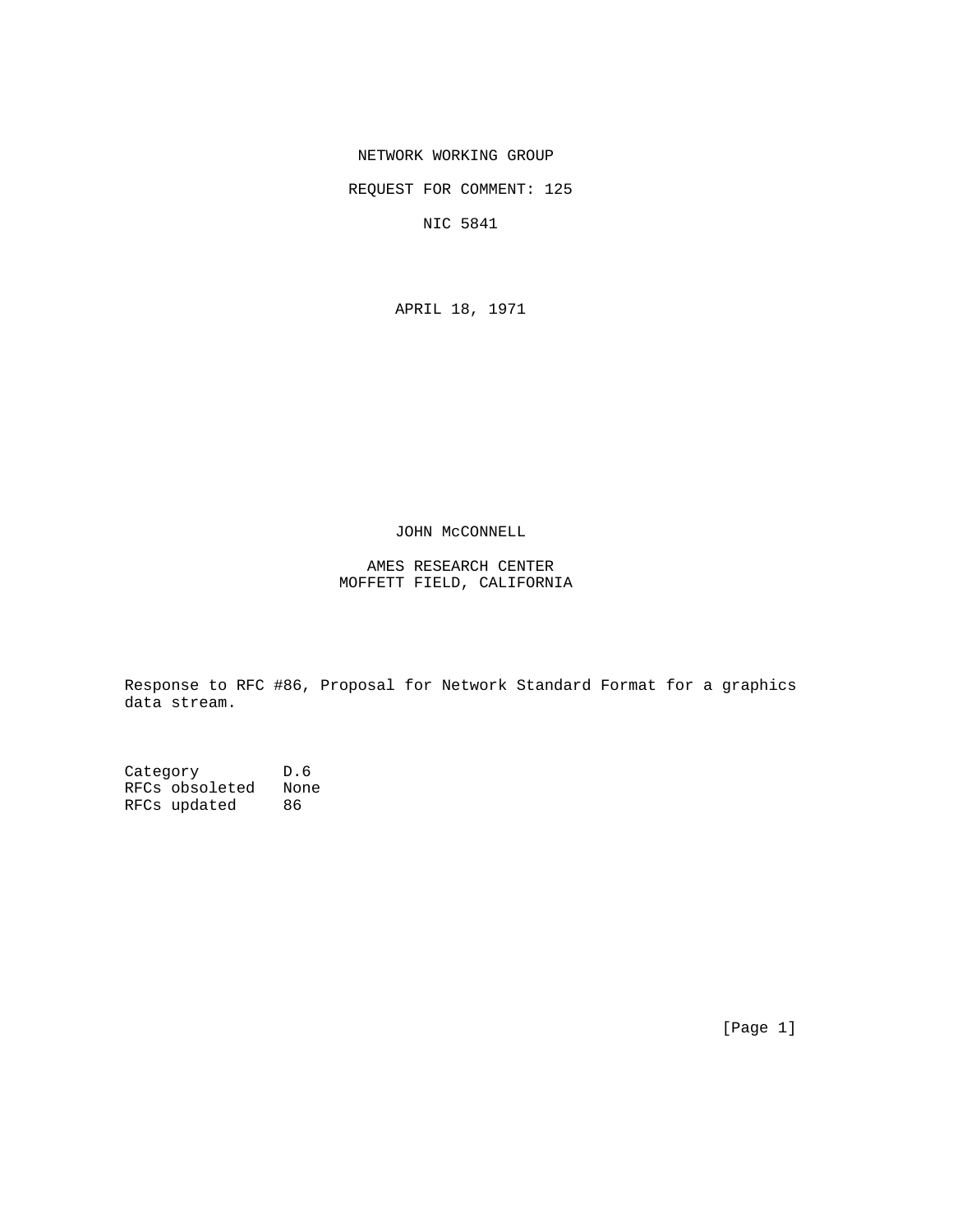NETWORK WORKING GROUP

REQUEST FOR COMMENT: 125

NIC 5841

APRIL 18, 1971

JOHN McCONNELL

AMES RESEARCH CENTER
MOFFETT FIELD, CALIFORNIA

Response to RFC #86, Proposal for Network Standard Format for a graphics data stream.

```
Category         D.6
RFCs obsoleted   None
RFCs updated     86
```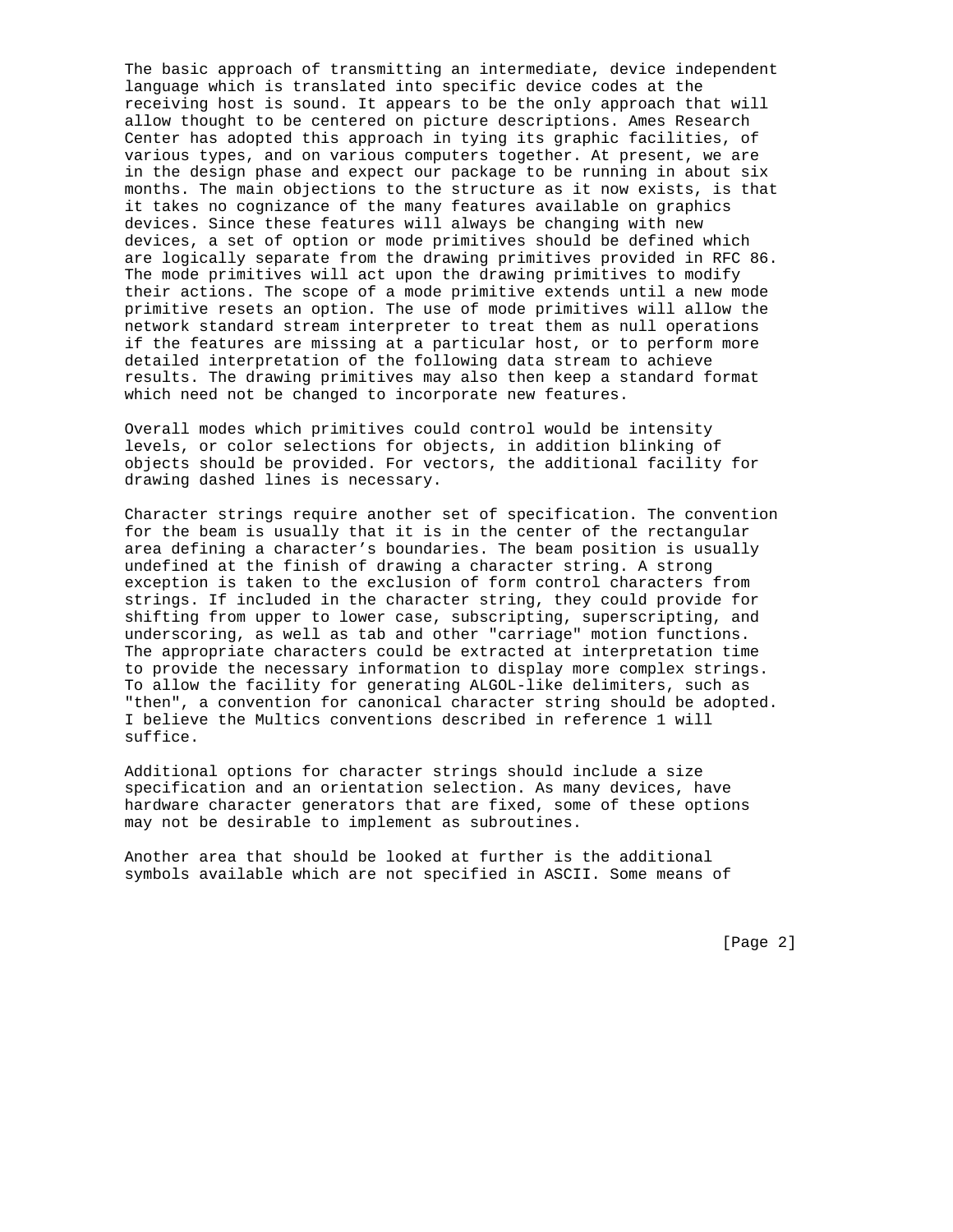The basic approach of transmitting an intermediate, device independent language which is translated into specific device codes at the receiving host is sound. It appears to be the only approach that will allow thought to be centered on picture descriptions. Ames Research Center has adopted this approach in tying its graphic facilities, of various types, and on various computers together. At present, we are in the design phase and expect our package to be running in about six months. The main objections to the structure as it now exists, is that it takes no cognizance of the many features available on graphics devices. Since these features will always be changing with new devices, a set of option or mode primitives should be defined which are logically separate from the drawing primitives provided in RFC 86. The mode primitives will act upon the drawing primitives to modify their actions. The scope of a mode primitive extends until a new mode primitive resets an option. The use of mode primitives will allow the network standard stream interpreter to treat them as null operations if the features are missing at a particular host, or to perform more detailed interpretation of the following data stream to achieve results. The drawing primitives may also then keep a standard format which need not be changed to incorporate new features.

Overall modes which primitives could control would be intensity levels, or color selections for objects, in addition blinking of objects should be provided. For vectors, the additional facility for drawing dashed lines is necessary.

Character strings require another set of specification. The convention for the beam is usually that it is in the center of the rectangular area defining a character's boundaries. The beam position is usually undefined at the finish of drawing a character string. A strong exception is taken to the exclusion of form control characters from strings. If included in the character string, they could provide for shifting from upper to lower case, subscripting, superscripting, and underscoring, as well as tab and other "carriage" motion functions. The appropriate characters could be extracted at interpretation time to provide the necessary information to display more complex strings. To allow the facility for generating ALGOL-like delimiters, such as "then", a convention for canonical character string should be adopted. I believe the Multics conventions described in reference 1 will suffice.

Additional options for character strings should include a size specification and an orientation selection. As many devices, have hardware character generators that are fixed, some of these options may not be desirable to implement as subroutines.

Another area that should be looked at further is the additional symbols available which are not specified in ASCII. Some means of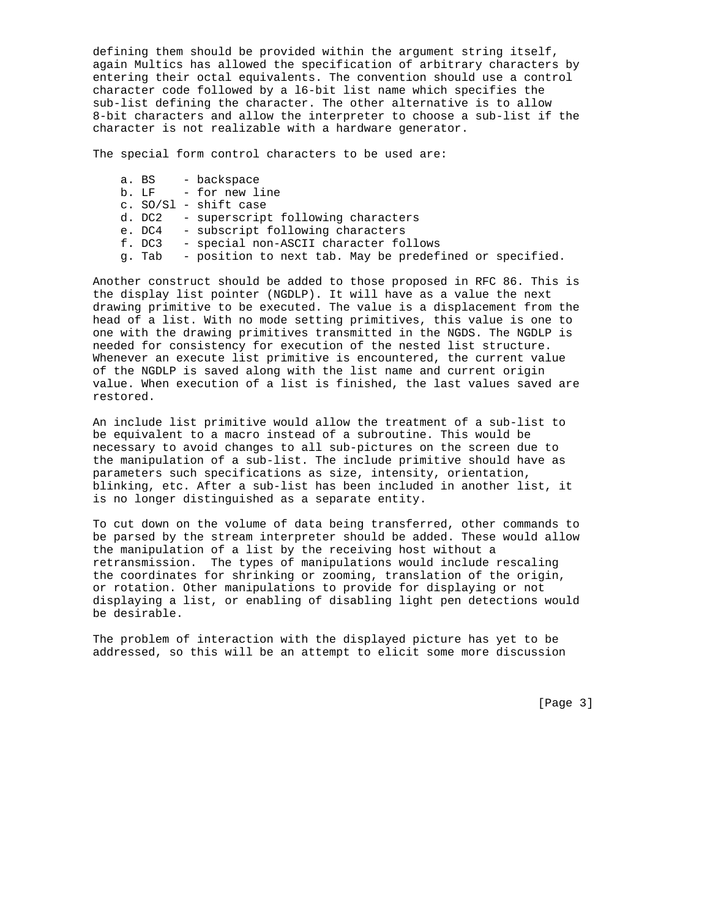defining them should be provided within the argument string itself, again Multics has allowed the specification of arbitrary characters by entering their octal equivalents. The convention should use a control character code followed by a l6-bit list name which specifies the sub-list defining the character. The other alternative is to allow 8-bit characters and allow the interpreter to choose a sub-list if the character is not realizable with a hardware generator.

The special form control characters to be used are:

```
    a. BS    - backspace
    b. LF    - for new line
    c. SO/Sl - shift case
    d. DC2   - superscript following characters
    e. DC4   - subscript following characters
    f. DC3   - special non-ASCII character follows
    g. Tab   - position to next tab. May be predefined or specified.
```

Another construct should be added to those proposed in RFC 86. This is the display list pointer (NGDLP). It will have as a value the next drawing primitive to be executed. The value is a displacement from the head of a list. With no mode setting primitives, this value is one to one with the drawing primitives transmitted in the NGDS. The NGDLP is needed for consistency for execution of the nested list structure. Whenever an execute list primitive is encountered, the current value of the NGDLP is saved along with the list name and current origin value. When execution of a list is finished, the last values saved are restored.

An include list primitive would allow the treatment of a sub-list to be equivalent to a macro instead of a subroutine. This would be necessary to avoid changes to all sub-pictures on the screen due to the manipulation of a sub-list. The include primitive should have as parameters such specifications as size, intensity, orientation, blinking, etc. After a sub-list has been included in another list, it is no longer distinguished as a separate entity.

To cut down on the volume of data being transferred, other commands to be parsed by the stream interpreter should be added. These would allow the manipulation of a list by the receiving host without a retransmission. The types of manipulations would include rescaling the coordinates for shrinking or zooming, translation of the origin, or rotation. Other manipulations to provide for displaying or not displaying a list, or enabling of disabling light pen detections would be desirable.

The problem of interaction with the displayed picture has yet to be addressed, so this will be an attempt to elicit some more discussion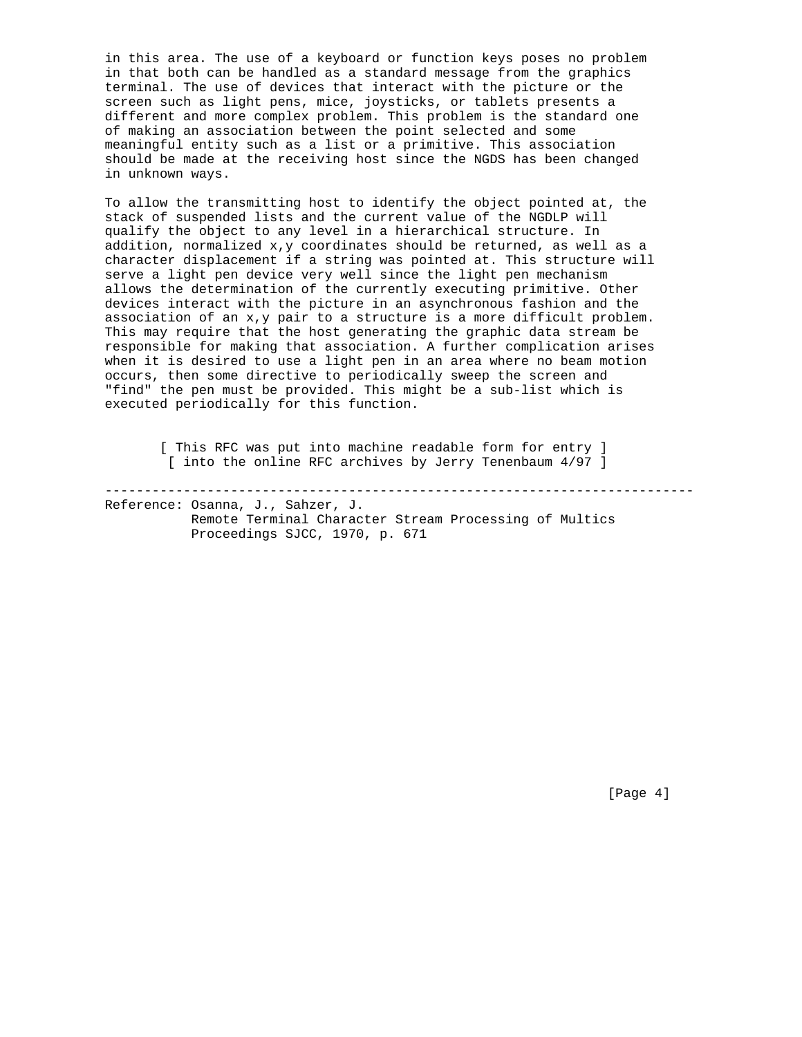in this area. The use of a keyboard or function keys poses no problem in that both can be handled as a standard message from the graphics terminal. The use of devices that interact with the picture or the screen such as light pens, mice, joysticks, or tablets presents a different and more complex problem. This problem is the standard one of making an association between the point selected and some meaningful entity such as a list or a primitive. This association should be made at the receiving host since the NGDS has been changed in unknown ways.

To allow the transmitting host to identify the object pointed at, the stack of suspended lists and the current value of the NGDLP will qualify the object to any level in a hierarchical structure. In addition, normalized x,y coordinates should be returned, as well as a character displacement if a string was pointed at. This structure will serve a light pen device very well since the light pen mechanism allows the determination of the currently executing primitive. Other devices interact with the picture in an asynchronous fashion and the association of an x,y pair to a structure is a more difficult problem. This may require that the host generating the graphic data stream be responsible for making that association. A further complication arises when it is desired to use a light pen in an area where no beam motion occurs, then some directive to periodically sweep the screen and "find" the pen must be provided. This might be a sub-list which is executed periodically for this function.

[ This RFC was put into machine readable form for entry ]
[ into the online RFC archives by Jerry Tenenbaum 4/97 ]

---

Reference: Osanna, J., Sahzer, J.
Remote Terminal Character Stream Processing of Multics
Proceedings SJCC, 1970, p. 671